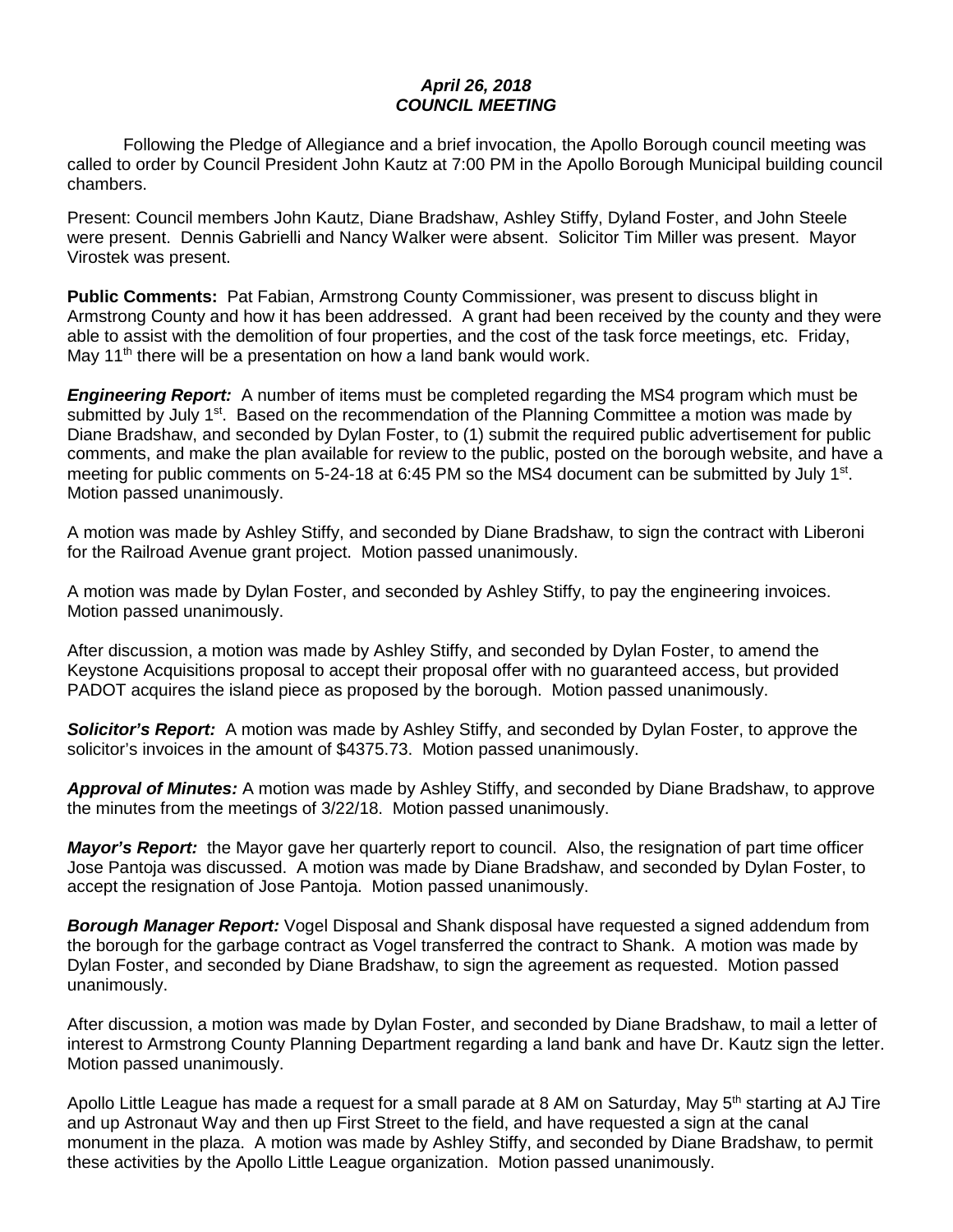***April 26, 2018***
***COUNCIL MEETING***

Following the Pledge of Allegiance and a brief invocation, the Apollo Borough council meeting was called to order by Council President John Kautz at 7:00 PM in the Apollo Borough Municipal building council chambers.

Present: Council members John Kautz, Diane Bradshaw, Ashley Stiffy, Dyland Foster, and John Steele were present. Dennis Gabrielli and Nancy Walker were absent. Solicitor Tim Miller was present. Mayor Virostek was present.

**Public Comments:** Pat Fabian, Armstrong County Commissioner, was present to discuss blight in Armstrong County and how it has been addressed. A grant had been received by the county and they were able to assist with the demolition of four properties, and the cost of the task force meetings, etc. Friday, May 11th there will be a presentation on how a land bank would work.

***Engineering Report:*** A number of items must be completed regarding the MS4 program which must be submitted by July 1st. Based on the recommendation of the Planning Committee a motion was made by Diane Bradshaw, and seconded by Dylan Foster, to (1) submit the required public advertisement for public comments, and make the plan available for review to the public, posted on the borough website, and have a meeting for public comments on 5-24-18 at 6:45 PM so the MS4 document can be submitted by July 1st. Motion passed unanimously.

A motion was made by Ashley Stiffy, and seconded by Diane Bradshaw, to sign the contract with Liberoni for the Railroad Avenue grant project. Motion passed unanimously.

A motion was made by Dylan Foster, and seconded by Ashley Stiffy, to pay the engineering invoices. Motion passed unanimously.

After discussion, a motion was made by Ashley Stiffy, and seconded by Dylan Foster, to amend the Keystone Acquisitions proposal to accept their proposal offer with no guaranteed access, but provided PADOT acquires the island piece as proposed by the borough. Motion passed unanimously.

***Solicitor's Report:*** A motion was made by Ashley Stiffy, and seconded by Dylan Foster, to approve the solicitor's invoices in the amount of $4375.73. Motion passed unanimously.

***Approval of Minutes:*** A motion was made by Ashley Stiffy, and seconded by Diane Bradshaw, to approve the minutes from the meetings of 3/22/18. Motion passed unanimously.

***Mayor's Report:*** the Mayor gave her quarterly report to council. Also, the resignation of part time officer Jose Pantoja was discussed. A motion was made by Diane Bradshaw, and seconded by Dylan Foster, to accept the resignation of Jose Pantoja. Motion passed unanimously.

***Borough Manager Report:*** Vogel Disposal and Shank disposal have requested a signed addendum from the borough for the garbage contract as Vogel transferred the contract to Shank. A motion was made by Dylan Foster, and seconded by Diane Bradshaw, to sign the agreement as requested. Motion passed unanimously.

After discussion, a motion was made by Dylan Foster, and seconded by Diane Bradshaw, to mail a letter of interest to Armstrong County Planning Department regarding a land bank and have Dr. Kautz sign the letter. Motion passed unanimously.

Apollo Little League has made a request for a small parade at 8 AM on Saturday, May 5th starting at AJ Tire and up Astronaut Way and then up First Street to the field, and have requested a sign at the canal monument in the plaza. A motion was made by Ashley Stiffy, and seconded by Diane Bradshaw, to permit these activities by the Apollo Little League organization. Motion passed unanimously.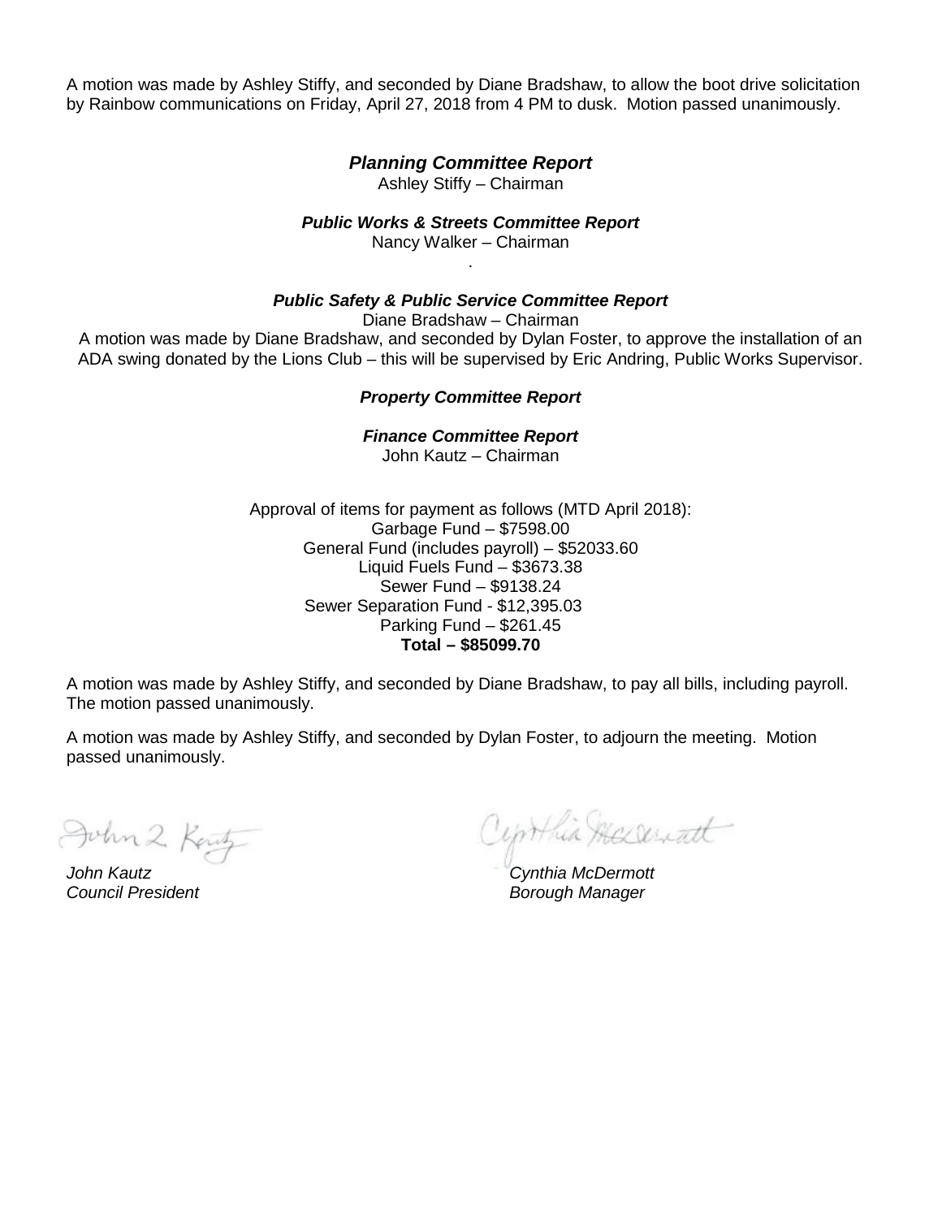A motion was made by Ashley Stiffy, and seconded by Diane Bradshaw, to allow the boot drive solicitation by Rainbow communications on Friday, April 27, 2018 from 4 PM to dusk. Motion passed unanimously.

### *Planning Committee Report*

Ashley Stiffy – Chairman

### *Public Works & Streets Committee Report*

Nancy Walker – Chairman

.

### *Public Safety & Public Service Committee Report*

Diane Bradshaw – Chairman

A motion was made by Diane Bradshaw, and seconded by Dylan Foster, to approve the installation of an ADA swing donated by the Lions Club – this will be supervised by Eric Andring, Public Works Supervisor.

### *Property Committee Report*

### *Finance Committee Report*

John Kautz – Chairman

Approval of items for payment as follows (MTD April 2018):
Garbage Fund – $7598.00
General Fund (includes payroll) – $52033.60
Liquid Fuels Fund – $3673.38
Sewer Fund – $9138.24
Sewer Separation Fund - $12,395.03
Parking Fund – $261.45
**Total – $85099.70**

A motion was made by Ashley Stiffy, and seconded by Diane Bradshaw, to pay all bills, including payroll. The motion passed unanimously.

A motion was made by Ashley Stiffy, and seconded by Dylan Foster, to adjourn the meeting. Motion passed unanimously.

*John Kautz*
*Council President*

*Cynthia McDermott*
*Borough Manager*